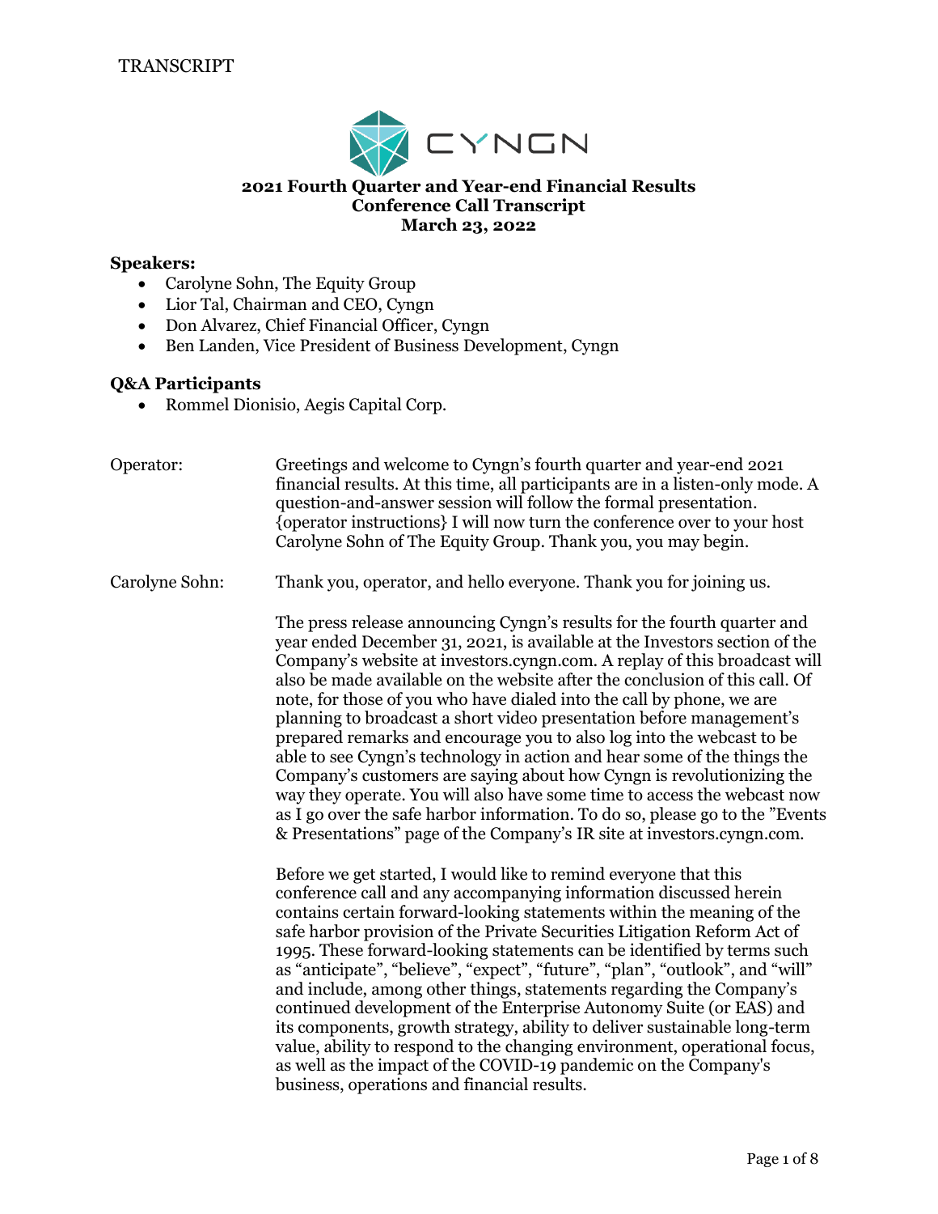TRANSCRIPT

CYNGN

**2021 Fourth Quarter and Year-end Financial Results**
**Conference Call Transcript**
**March 23, 2022**

**Speakers:**

- Carolyne Sohn, The Equity Group
- Lior Tal, Chairman and CEO, Cyngn
- Don Alvarez, Chief Financial Officer, Cyngn
- Ben Landen, Vice President of Business Development, Cyngn

**Q&A Participants**

- Rommel Dionisio, Aegis Capital Corp.

Operator: Greetings and welcome to Cyngn's fourth quarter and year-end 2021 financial results. At this time, all participants are in a listen-only mode. A question-and-answer session will follow the formal presentation. {operator instructions} I will now turn the conference over to your host Carolyne Sohn of The Equity Group. Thank you, you may begin.

Carolyne Sohn: Thank you, operator, and hello everyone. Thank you for joining us.

The press release announcing Cyngn's results for the fourth quarter and year ended December 31, 2021, is available at the Investors section of the Company's website at investors.cyngn.com. A replay of this broadcast will also be made available on the website after the conclusion of this call. Of note, for those of you who have dialed into the call by phone, we are planning to broadcast a short video presentation before management's prepared remarks and encourage you to also log into the webcast to be able to see Cyngn's technology in action and hear some of the things the Company's customers are saying about how Cyngn is revolutionizing the way they operate. You will also have some time to access the webcast now as I go over the safe harbor information. To do so, please go to the "Events & Presentations" page of the Company's IR site at investors.cyngn.com.

Before we get started, I would like to remind everyone that this conference call and any accompanying information discussed herein contains certain forward-looking statements within the meaning of the safe harbor provision of the Private Securities Litigation Reform Act of 1995. These forward-looking statements can be identified by terms such as "anticipate", "believe", "expect", "future", "plan", "outlook", and "will" and include, among other things, statements regarding the Company's continued development of the Enterprise Autonomy Suite (or EAS) and its components, growth strategy, ability to deliver sustainable long-term value, ability to respond to the changing environment, operational focus, as well as the impact of the COVID-19 pandemic on the Company's business, operations and financial results.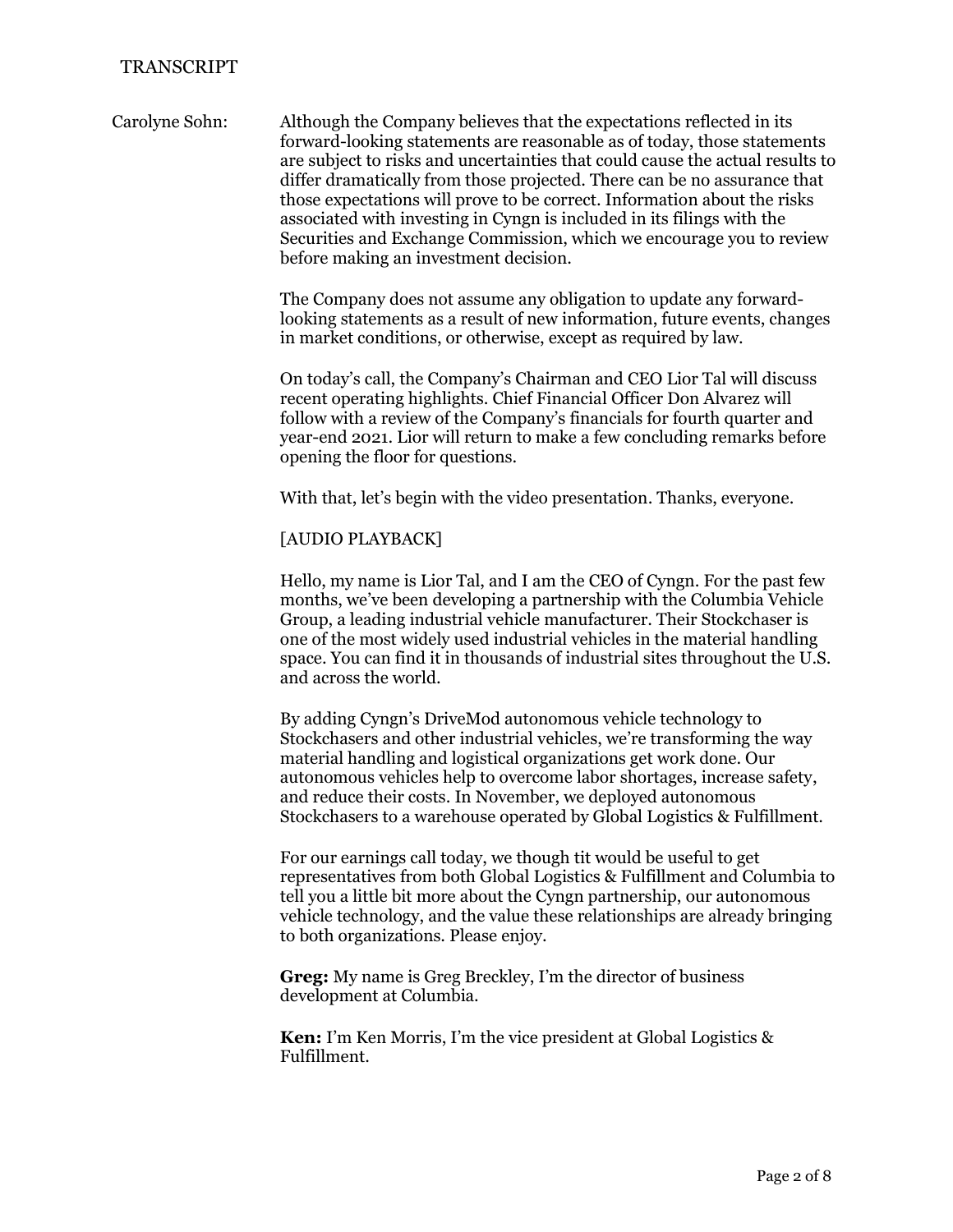TRANSCRIPT

Carolyne Sohn: Although the Company believes that the expectations reflected in its forward-looking statements are reasonable as of today, those statements are subject to risks and uncertainties that could cause the actual results to differ dramatically from those projected. There can be no assurance that those expectations will prove to be correct. Information about the risks associated with investing in Cyngn is included in its filings with the Securities and Exchange Commission, which we encourage you to review before making an investment decision.

The Company does not assume any obligation to update any forward-looking statements as a result of new information, future events, changes in market conditions, or otherwise, except as required by law.

On today's call, the Company's Chairman and CEO Lior Tal will discuss recent operating highlights. Chief Financial Officer Don Alvarez will follow with a review of the Company's financials for fourth quarter and year-end 2021. Lior will return to make a few concluding remarks before opening the floor for questions.

With that, let's begin with the video presentation. Thanks, everyone.

[AUDIO PLAYBACK]

Hello, my name is Lior Tal, and I am the CEO of Cyngn. For the past few months, we've been developing a partnership with the Columbia Vehicle Group, a leading industrial vehicle manufacturer. Their Stockchaser is one of the most widely used industrial vehicles in the material handling space. You can find it in thousands of industrial sites throughout the U.S. and across the world.

By adding Cyngn's DriveMod autonomous vehicle technology to Stockchasers and other industrial vehicles, we're transforming the way material handling and logistical organizations get work done. Our autonomous vehicles help to overcome labor shortages, increase safety, and reduce their costs. In November, we deployed autonomous Stockchasers to a warehouse operated by Global Logistics & Fulfillment.

For our earnings call today, we though tit would be useful to get representatives from both Global Logistics & Fulfillment and Columbia to tell you a little bit more about the Cyngn partnership, our autonomous vehicle technology, and the value these relationships are already bringing to both organizations. Please enjoy.

**Greg:** My name is Greg Breckley, I'm the director of business development at Columbia.

**Ken:** I'm Ken Morris, I'm the vice president at Global Logistics & Fulfillment.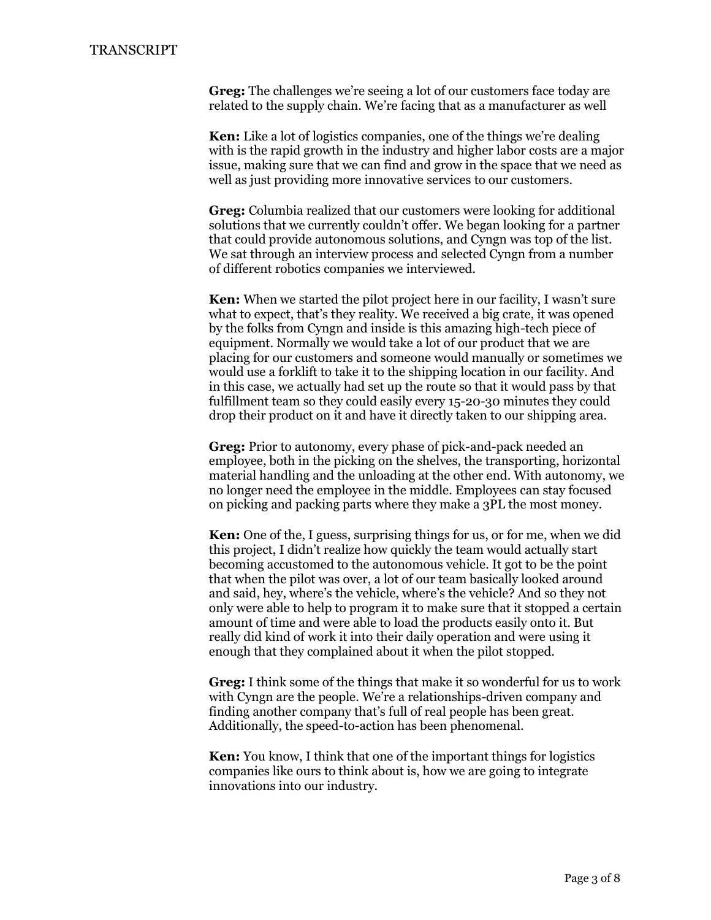**Greg:** The challenges we're seeing a lot of our customers face today are related to the supply chain. We're facing that as a manufacturer as well

**Ken:** Like a lot of logistics companies, one of the things we're dealing with is the rapid growth in the industry and higher labor costs are a major issue, making sure that we can find and grow in the space that we need as well as just providing more innovative services to our customers.

**Greg:** Columbia realized that our customers were looking for additional solutions that we currently couldn't offer. We began looking for a partner that could provide autonomous solutions, and Cyngn was top of the list. We sat through an interview process and selected Cyngn from a number of different robotics companies we interviewed.

**Ken:** When we started the pilot project here in our facility, I wasn't sure what to expect, that's they reality. We received a big crate, it was opened by the folks from Cyngn and inside is this amazing high-tech piece of equipment. Normally we would take a lot of our product that we are placing for our customers and someone would manually or sometimes we would use a forklift to take it to the shipping location in our facility. And in this case, we actually had set up the route so that it would pass by that fulfillment team so they could easily every 15-20-30 minutes they could drop their product on it and have it directly taken to our shipping area.

**Greg:** Prior to autonomy, every phase of pick-and-pack needed an employee, both in the picking on the shelves, the transporting, horizontal material handling and the unloading at the other end. With autonomy, we no longer need the employee in the middle. Employees can stay focused on picking and packing parts where they make a 3PL the most money.

**Ken:** One of the, I guess, surprising things for us, or for me, when we did this project, I didn't realize how quickly the team would actually start becoming accustomed to the autonomous vehicle. It got to be the point that when the pilot was over, a lot of our team basically looked around and said, hey, where's the vehicle, where's the vehicle? And so they not only were able to help to program it to make sure that it stopped a certain amount of time and were able to load the products easily onto it. But really did kind of work it into their daily operation and were using it enough that they complained about it when the pilot stopped.

**Greg:** I think some of the things that make it so wonderful for us to work with Cyngn are the people. We're a relationships-driven company and finding another company that's full of real people has been great. Additionally, the speed-to-action has been phenomenal.

**Ken:** You know, I think that one of the important things for logistics companies like ours to think about is, how we are going to integrate innovations into our industry.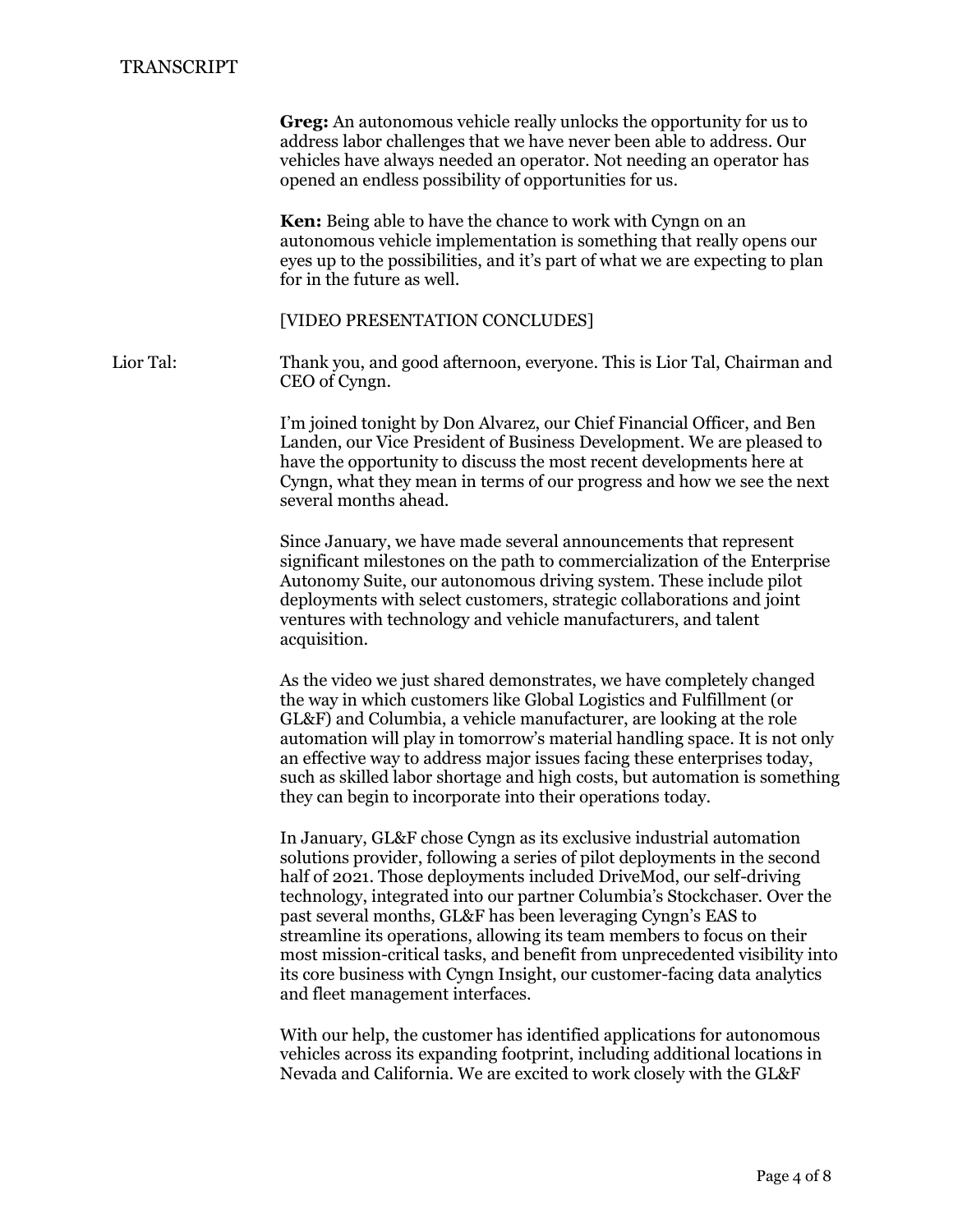**Greg:** An autonomous vehicle really unlocks the opportunity for us to address labor challenges that we have never been able to address. Our vehicles have always needed an operator. Not needing an operator has opened an endless possibility of opportunities for us.

**Ken:** Being able to have the chance to work with Cyngn on an autonomous vehicle implementation is something that really opens our eyes up to the possibilities, and it's part of what we are expecting to plan for in the future as well.

[VIDEO PRESENTATION CONCLUDES]

Lior Tal: Thank you, and good afternoon, everyone. This is Lior Tal, Chairman and CEO of Cyngn.

I'm joined tonight by Don Alvarez, our Chief Financial Officer, and Ben Landen, our Vice President of Business Development. We are pleased to have the opportunity to discuss the most recent developments here at Cyngn, what they mean in terms of our progress and how we see the next several months ahead.

Since January, we have made several announcements that represent significant milestones on the path to commercialization of the Enterprise Autonomy Suite, our autonomous driving system. These include pilot deployments with select customers, strategic collaborations and joint ventures with technology and vehicle manufacturers, and talent acquisition.

As the video we just shared demonstrates, we have completely changed the way in which customers like Global Logistics and Fulfillment (or GL&F) and Columbia, a vehicle manufacturer, are looking at the role automation will play in tomorrow's material handling space. It is not only an effective way to address major issues facing these enterprises today, such as skilled labor shortage and high costs, but automation is something they can begin to incorporate into their operations today.

In January, GL&F chose Cyngn as its exclusive industrial automation solutions provider, following a series of pilot deployments in the second half of 2021. Those deployments included DriveMod, our self-driving technology, integrated into our partner Columbia's Stockchaser. Over the past several months, GL&F has been leveraging Cyngn's EAS to streamline its operations, allowing its team members to focus on their most mission-critical tasks, and benefit from unprecedented visibility into its core business with Cyngn Insight, our customer-facing data analytics and fleet management interfaces.

With our help, the customer has identified applications for autonomous vehicles across its expanding footprint, including additional locations in Nevada and California. We are excited to work closely with the GL&F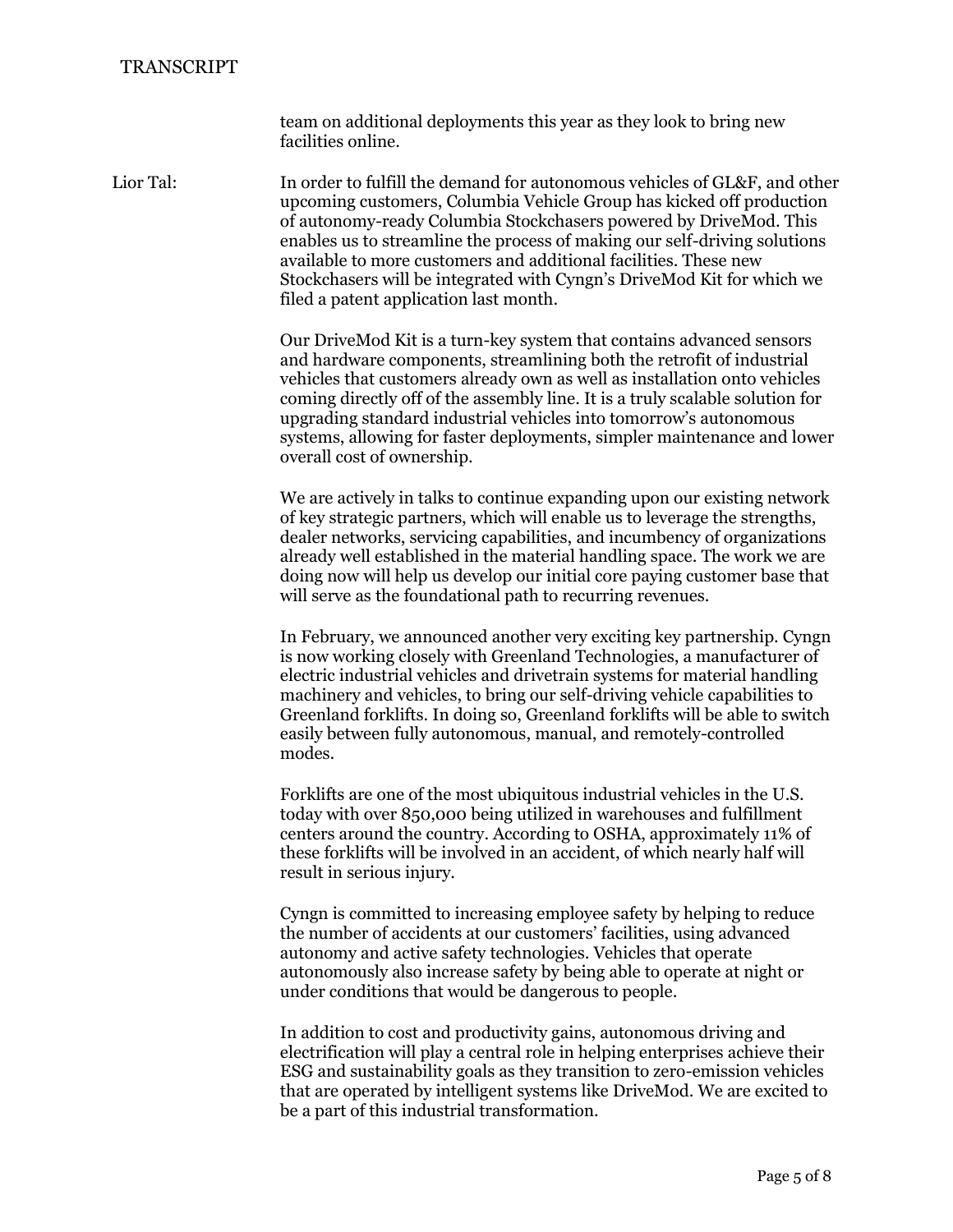team on additional deployments this year as they look to bring new facilities online.

Lior Tal: In order to fulfill the demand for autonomous vehicles of GL&F, and other upcoming customers, Columbia Vehicle Group has kicked off production of autonomy-ready Columbia Stockchasers powered by DriveMod. This enables us to streamline the process of making our self-driving solutions available to more customers and additional facilities. These new Stockchasers will be integrated with Cyngn's DriveMod Kit for which we filed a patent application last month.

Our DriveMod Kit is a turn-key system that contains advanced sensors and hardware components, streamlining both the retrofit of industrial vehicles that customers already own as well as installation onto vehicles coming directly off of the assembly line. It is a truly scalable solution for upgrading standard industrial vehicles into tomorrow's autonomous systems, allowing for faster deployments, simpler maintenance and lower overall cost of ownership.

We are actively in talks to continue expanding upon our existing network of key strategic partners, which will enable us to leverage the strengths, dealer networks, servicing capabilities, and incumbency of organizations already well established in the material handling space. The work we are doing now will help us develop our initial core paying customer base that will serve as the foundational path to recurring revenues.

In February, we announced another very exciting key partnership. Cyngn is now working closely with Greenland Technologies, a manufacturer of electric industrial vehicles and drivetrain systems for material handling machinery and vehicles, to bring our self-driving vehicle capabilities to Greenland forklifts. In doing so, Greenland forklifts will be able to switch easily between fully autonomous, manual, and remotely-controlled modes.

Forklifts are one of the most ubiquitous industrial vehicles in the U.S. today with over 850,000 being utilized in warehouses and fulfillment centers around the country. According to OSHA, approximately 11% of these forklifts will be involved in an accident, of which nearly half will result in serious injury.

Cyngn is committed to increasing employee safety by helping to reduce the number of accidents at our customers' facilities, using advanced autonomy and active safety technologies. Vehicles that operate autonomously also increase safety by being able to operate at night or under conditions that would be dangerous to people.

In addition to cost and productivity gains, autonomous driving and electrification will play a central role in helping enterprises achieve their ESG and sustainability goals as they transition to zero-emission vehicles that are operated by intelligent systems like DriveMod. We are excited to be a part of this industrial transformation.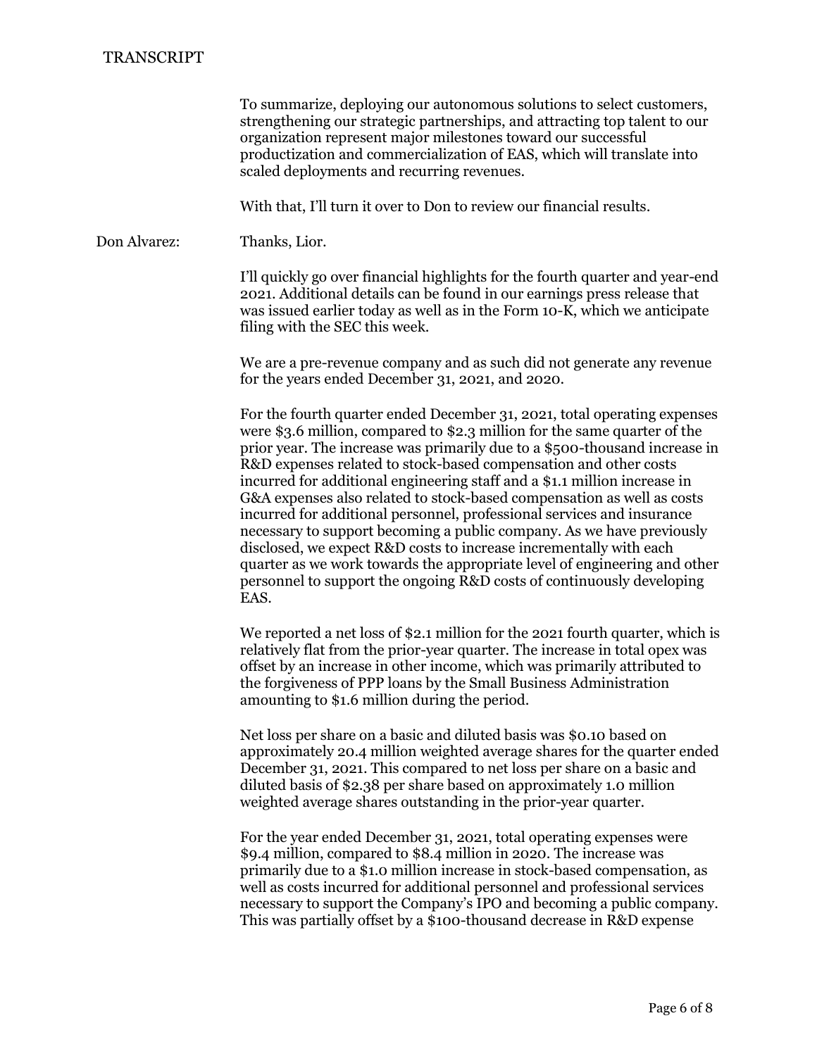To summarize, deploying our autonomous solutions to select customers, strengthening our strategic partnerships, and attracting top talent to our organization represent major milestones toward our successful productization and commercialization of EAS, which will translate into scaled deployments and recurring revenues.

With that, I'll turn it over to Don to review our financial results.

**Don Alvarez:** Thanks, Lior.

I'll quickly go over financial highlights for the fourth quarter and year-end 2021. Additional details can be found in our earnings press release that was issued earlier today as well as in the Form 10-K, which we anticipate filing with the SEC this week.

We are a pre-revenue company and as such did not generate any revenue for the years ended December 31, 2021, and 2020.

For the fourth quarter ended December 31, 2021, total operating expenses were $3.6 million, compared to $2.3 million for the same quarter of the prior year. The increase was primarily due to a $500-thousand increase in R&D expenses related to stock-based compensation and other costs incurred for additional engineering staff and a $1.1 million increase in G&A expenses also related to stock-based compensation as well as costs incurred for additional personnel, professional services and insurance necessary to support becoming a public company. As we have previously disclosed, we expect R&D costs to increase incrementally with each quarter as we work towards the appropriate level of engineering and other personnel to support the ongoing R&D costs of continuously developing EAS.

We reported a net loss of $2.1 million for the 2021 fourth quarter, which is relatively flat from the prior-year quarter. The increase in total opex was offset by an increase in other income, which was primarily attributed to the forgiveness of PPP loans by the Small Business Administration amounting to $1.6 million during the period.

Net loss per share on a basic and diluted basis was $0.10 based on approximately 20.4 million weighted average shares for the quarter ended December 31, 2021. This compared to net loss per share on a basic and diluted basis of $2.38 per share based on approximately 1.0 million weighted average shares outstanding in the prior-year quarter.

For the year ended December 31, 2021, total operating expenses were $9.4 million, compared to $8.4 million in 2020. The increase was primarily due to a $1.0 million increase in stock-based compensation, as well as costs incurred for additional personnel and professional services necessary to support the Company's IPO and becoming a public company. This was partially offset by a $100-thousand decrease in R&D expense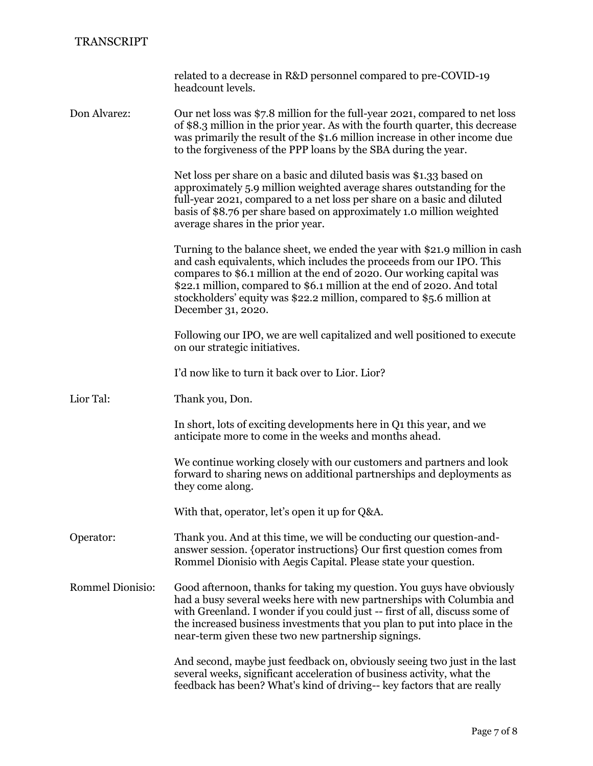related to a decrease in R&D personnel compared to pre-COVID-19 headcount levels.

**Don Alvarez:** Our net loss was $7.8 million for the full-year 2021, compared to net loss of $8.3 million in the prior year. As with the fourth quarter, this decrease was primarily the result of the $1.6 million increase in other income due to the forgiveness of the PPP loans by the SBA during the year.

Net loss per share on a basic and diluted basis was $1.33 based on approximately 5.9 million weighted average shares outstanding for the full-year 2021, compared to a net loss per share on a basic and diluted basis of $8.76 per share based on approximately 1.0 million weighted average shares in the prior year.

Turning to the balance sheet, we ended the year with $21.9 million in cash and cash equivalents, which includes the proceeds from our IPO. This compares to $6.1 million at the end of 2020. Our working capital was $22.1 million, compared to $6.1 million at the end of 2020. And total stockholders' equity was $22.2 million, compared to $5.6 million at December 31, 2020.

Following our IPO, we are well capitalized and well positioned to execute on our strategic initiatives.

I'd now like to turn it back over to Lior. Lior?

**Lior Tal:** Thank you, Don.

In short, lots of exciting developments here in Q1 this year, and we anticipate more to come in the weeks and months ahead.

We continue working closely with our customers and partners and look forward to sharing news on additional partnerships and deployments as they come along.

With that, operator, let's open it up for Q&A.

**Operator:** Thank you. And at this time, we will be conducting our question-and-answer session. {operator instructions} Our first question comes from Rommel Dionisio with Aegis Capital. Please state your question.

**Rommel Dionisio:** Good afternoon, thanks for taking my question. You guys have obviously had a busy several weeks here with new partnerships with Columbia and with Greenland. I wonder if you could just -- first of all, discuss some of the increased business investments that you plan to put into place in the near-term given these two new partnership signings.

And second, maybe just feedback on, obviously seeing two just in the last several weeks, significant acceleration of business activity, what the feedback has been? What's kind of driving-- key factors that are really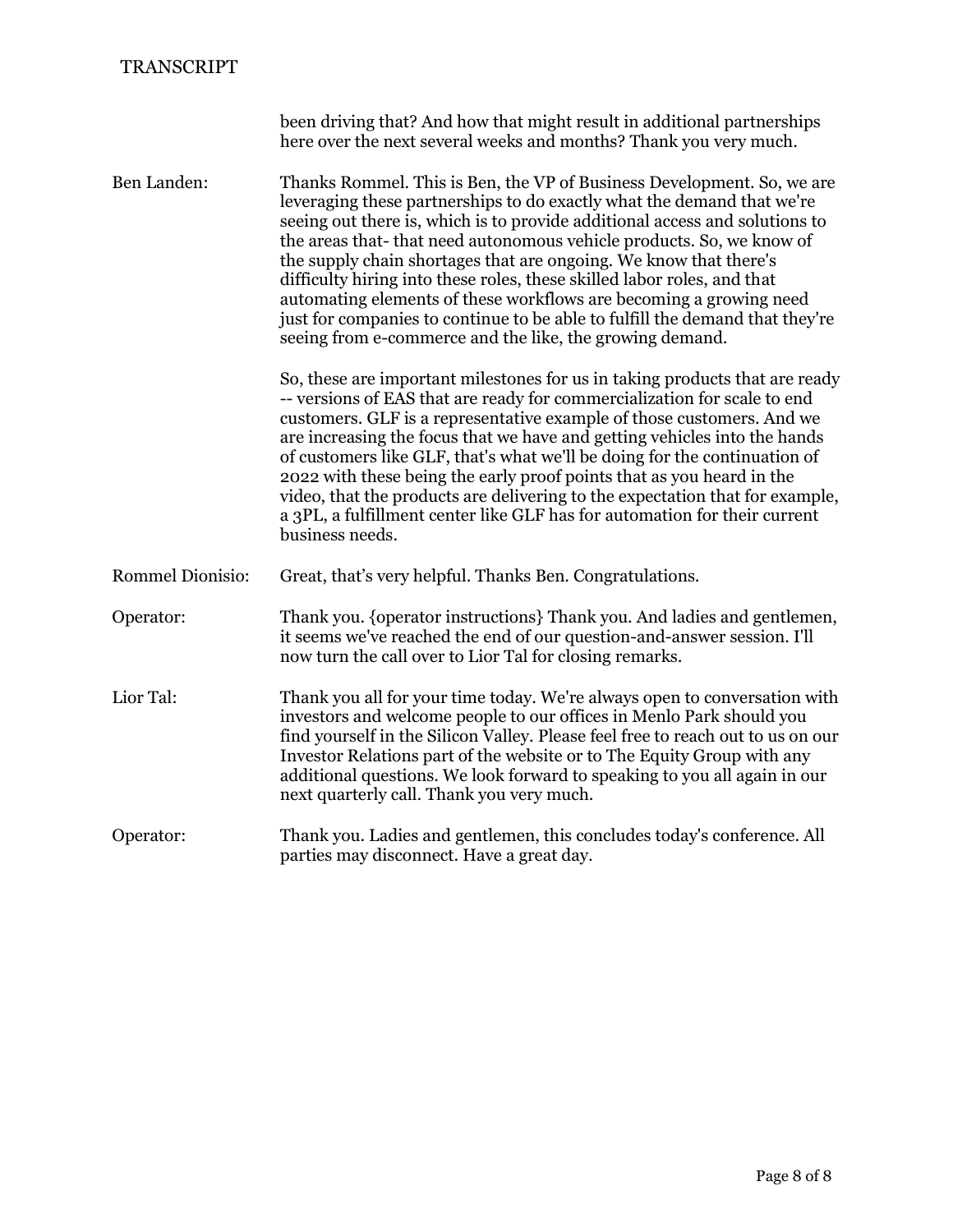been driving that? And how that might result in additional partnerships here over the next several weeks and months? Thank you very much.

**Ben Landen:** Thanks Rommel. This is Ben, the VP of Business Development. So, we are leveraging these partnerships to do exactly what the demand that we're seeing out there is, which is to provide additional access and solutions to the areas that- that need autonomous vehicle products. So, we know of the supply chain shortages that are ongoing. We know that there's difficulty hiring into these roles, these skilled labor roles, and that automating elements of these workflows are becoming a growing need just for companies to continue to be able to fulfill the demand that they're seeing from e-commerce and the like, the growing demand.

So, these are important milestones for us in taking products that are ready -- versions of EAS that are ready for commercialization for scale to end customers. GLF is a representative example of those customers. And we are increasing the focus that we have and getting vehicles into the hands of customers like GLF, that's what we'll be doing for the continuation of 2022 with these being the early proof points that as you heard in the video, that the products are delivering to the expectation that for example, a 3PL, a fulfillment center like GLF has for automation for their current business needs.

**Rommel Dionisio:** Great, that's very helpful. Thanks Ben. Congratulations.

**Operator:** Thank you. {operator instructions} Thank you. And ladies and gentlemen, it seems we've reached the end of our question-and-answer session. I'll now turn the call over to Lior Tal for closing remarks.

**Lior Tal:** Thank you all for your time today. We're always open to conversation with investors and welcome people to our offices in Menlo Park should you find yourself in the Silicon Valley. Please feel free to reach out to us on our Investor Relations part of the website or to The Equity Group with any additional questions. We look forward to speaking to you all again in our next quarterly call. Thank you very much.

**Operator:** Thank you. Ladies and gentlemen, this concludes today's conference. All parties may disconnect. Have a great day.